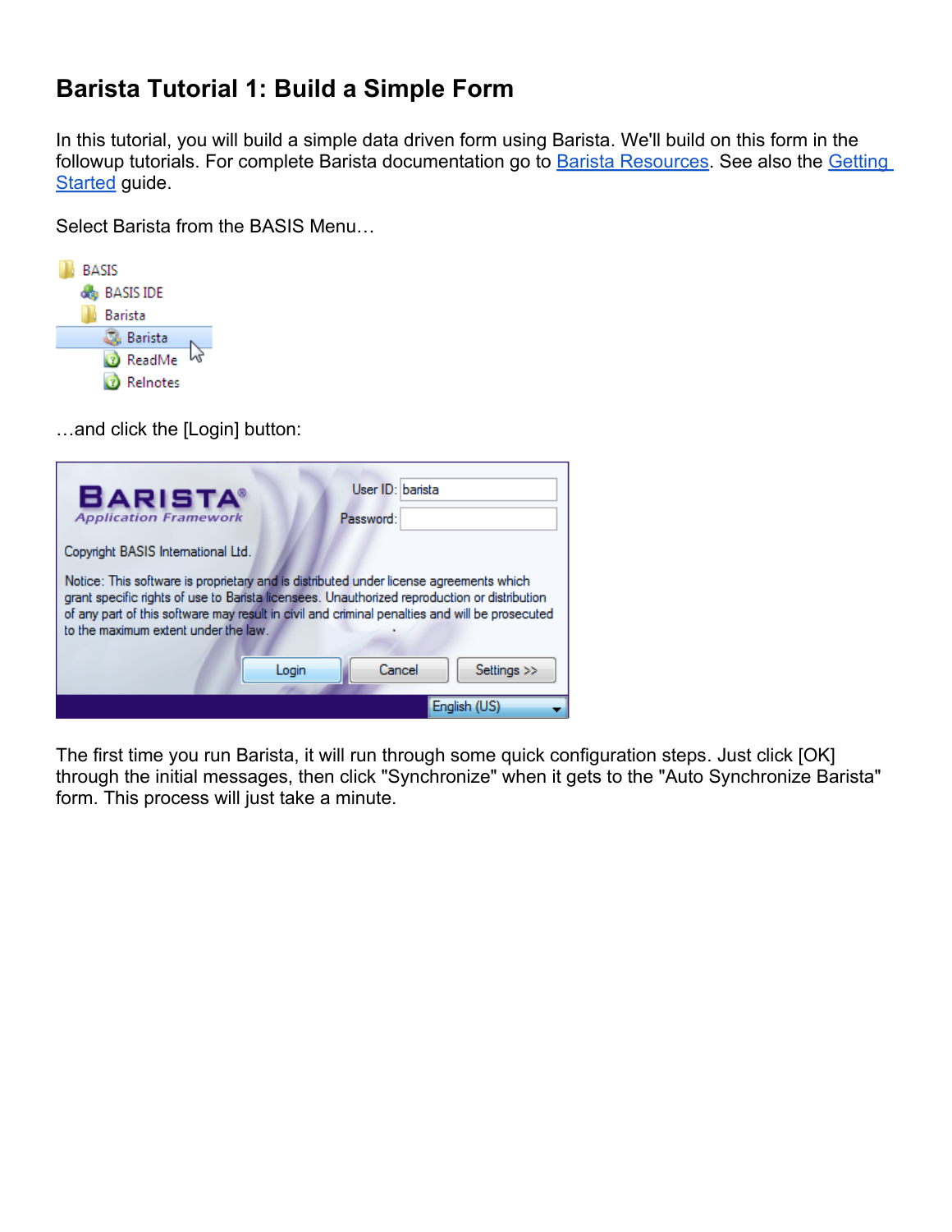# Barista Tutorial 1: Build a Simple Form

In this tutorial, you will build a simple data driven form using Barista. We'll build on this form in the followup tutorials. For complete Barista documentation go to Barista Resources. See also the Getting Started guide.

Select Barista from the BASIS Menu…

…and click the [Login] button:

The first time you run Barista, it will run through some quick configuration steps. Just click [OK] through the initial messages, then click "Synchronize" when it gets to the "Auto Synchronize Barista" form. This process will just take a minute.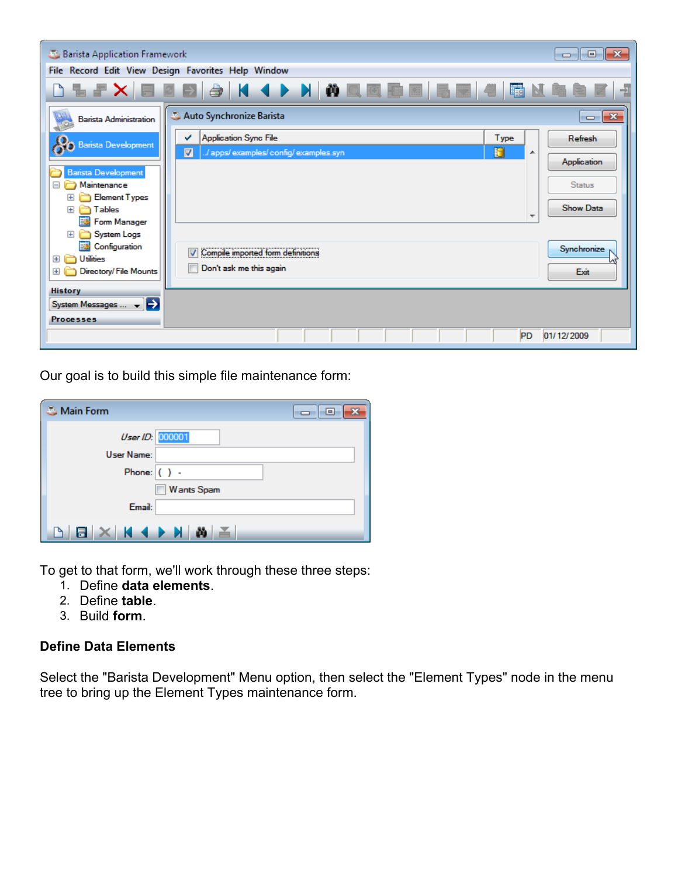Our goal is to build this simple file maintenance form:

To get to that form, we'll work through these three steps:

1. Define **data elements**.
2. Define **table**.
3. Build **form**.

**Define Data Elements**

Select the "Barista Development" Menu option, then select the "Element Types" node in the menu tree to bring up the Element Types maintenance form.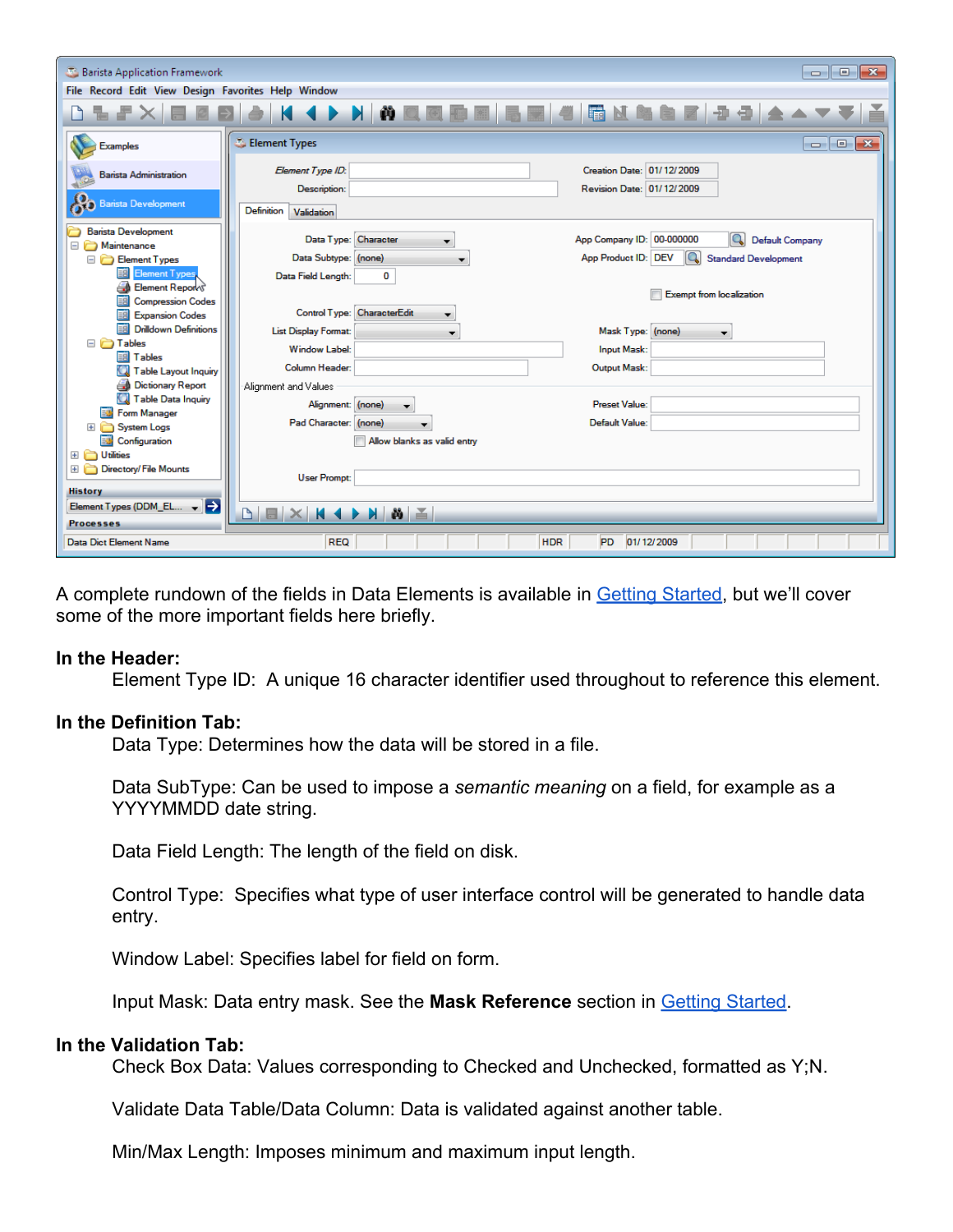A complete rundown of the fields in Data Elements is available in Getting Started, but we'll cover some of the more important fields here briefly.

**In the Header:**

Element Type ID: A unique 16 character identifier used throughout to reference this element.

**In the Definition Tab:**

Data Type: Determines how the data will be stored in a file.

Data SubType: Can be used to impose a *semantic meaning* on a field, for example as a YYYYMMDD date string.

Data Field Length: The length of the field on disk.

Control Type: Specifies what type of user interface control will be generated to handle data entry.

Window Label: Specifies label for field on form.

Input Mask: Data entry mask. See the **Mask Reference** section in Getting Started.

**In the Validation Tab:**

Check Box Data: Values corresponding to Checked and Unchecked, formatted as Y;N.

Validate Data Table/Data Column: Data is validated against another table.

Min/Max Length: Imposes minimum and maximum input length.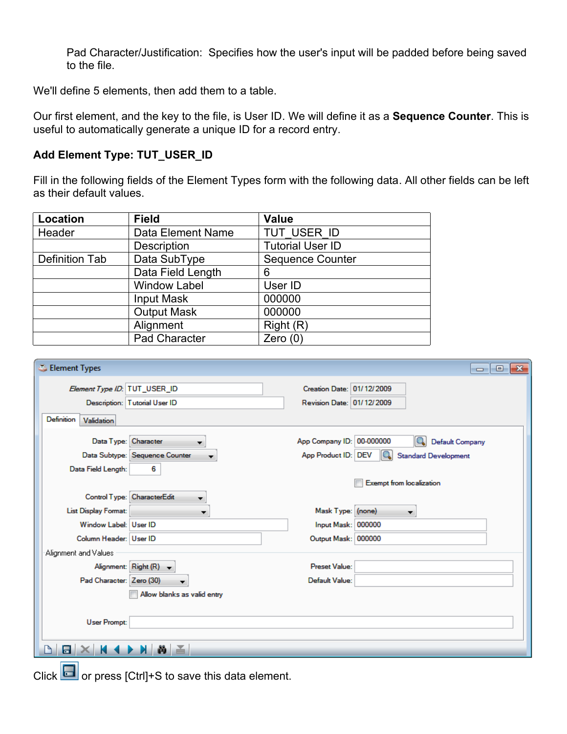Pad Character/Justification: Specifies how the user's input will be padded before being saved to the file.

We'll define 5 elements, then add them to a table.

Our first element, and the key to the file, is User ID. We will define it as a **Sequence Counter**. This is useful to automatically generate a unique ID for a record entry.

**Add Element Type: TUT_USER_ID**

Fill in the following fields of the Element Types form with the following data. All other fields can be left as their default values.

| Location | Field | Value |
|---|---|---|
| Header | Data Element Name | TUT_USER_ID |
| | Description | Tutorial User ID |
| Definition Tab | Data SubType | Sequence Counter |
| | Data Field Length | 6 |
| | Window Label | User ID |
| | Input Mask | 000000 |
| | Output Mask | 000000 |
| | Alignment | Right (R) |
| | Pad Character | Zero (0) |

Click or press [Ctrl]+S to save this data element.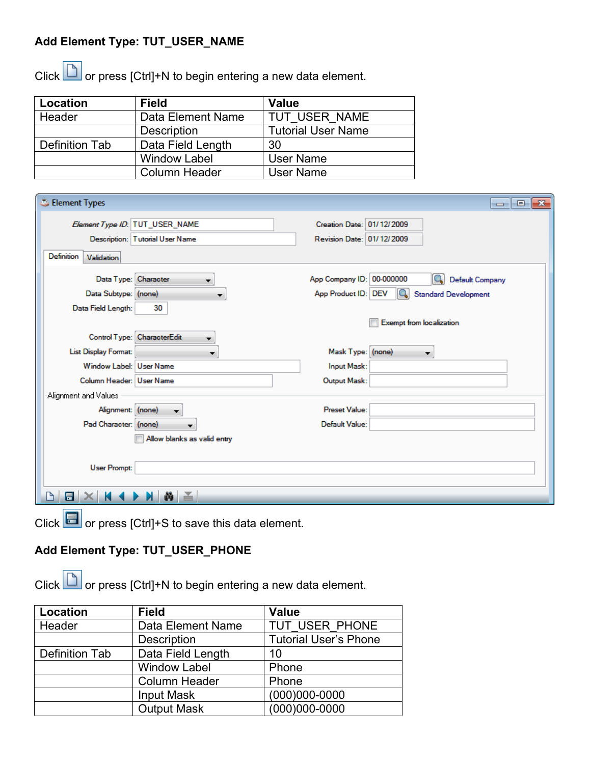**Add Element Type: TUT_USER_NAME**

Click or press [Ctrl]+N to begin entering a new data element.

| Location | Field | Value |
|---|---|---|
| Header | Data Element Name | TUT_USER_NAME |
| | Description | Tutorial User Name |
| Definition Tab | Data Field Length | 30 |
| | Window Label | User Name |
| | Column Header | User Name |

Click or press [Ctrl]+S to save this data element.

**Add Element Type: TUT_USER_PHONE**

Click or press [Ctrl]+N to begin entering a new data element.

| Location | Field | Value |
|---|---|---|
| Header | Data Element Name | TUT_USER_PHONE |
| | Description | Tutorial User's Phone |
| Definition Tab | Data Field Length | 10 |
| | Window Label | Phone |
| | Column Header | Phone |
| | Input Mask | (000)000-0000 |
| | Output Mask | (000)000-0000 |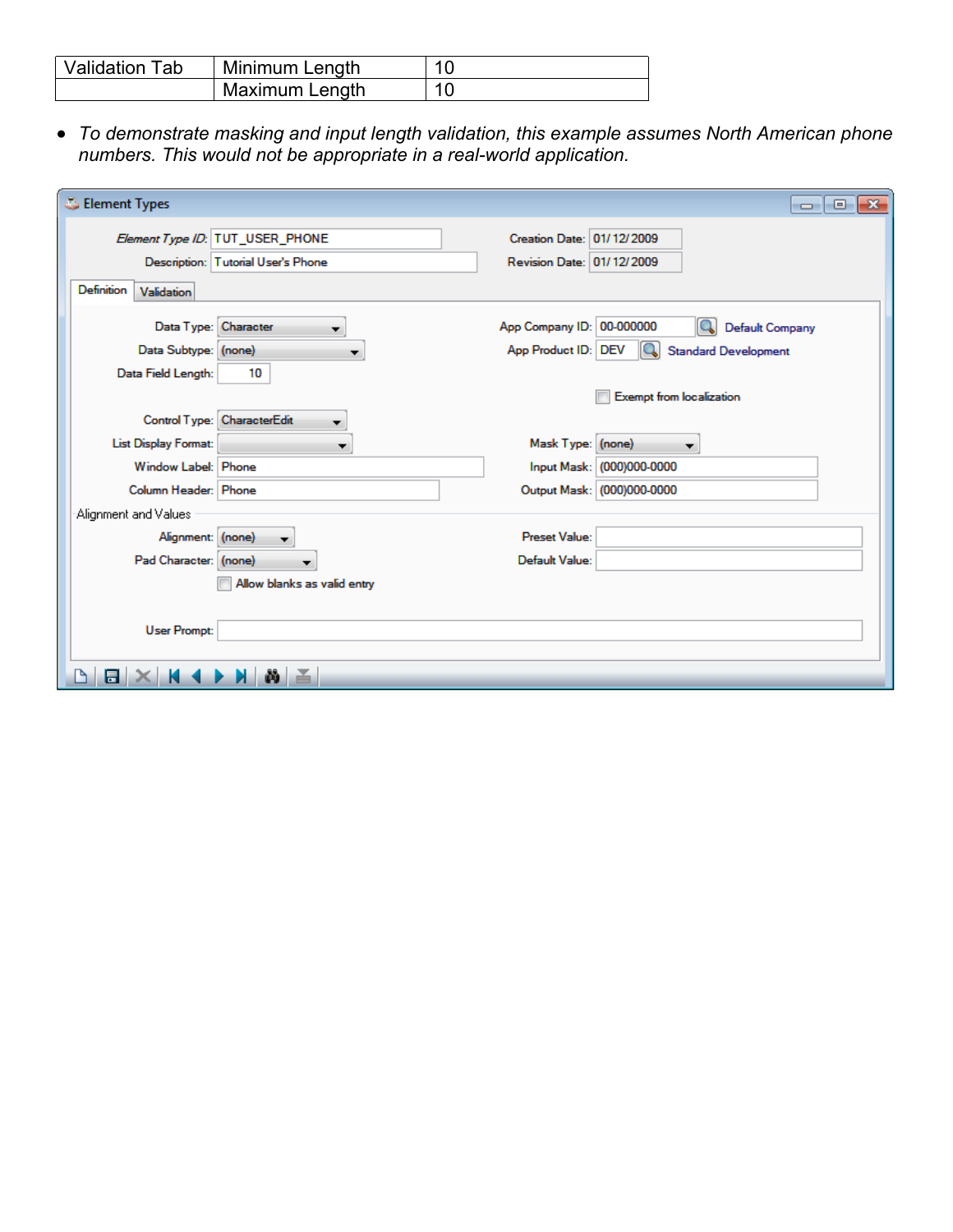| Validation Tab | Minimum Length | 10 |
| --- | --- | --- |
| | Maximum Length | 10 |

- *To demonstrate masking and input length validation, this example assumes North American phone numbers. This would not be appropriate in a real-world application.*

**Element Types**

Element Type ID: TUT_USER_PHONE
Description: Tutorial User's Phone
Creation Date: 01/12/2009
Revision Date: 01/12/2009

Definition | Validation

Data Type: Character
Data Subtype: (none)
Data Field Length: 10
App Company ID: 00-000000 Default Company
App Product ID: DEV Standard Development
Exempt from localization

Control Type: CharacterEdit
List Display Format:
Window Label: Phone
Column Header: Phone
Mask Type: (none)
Input Mask: (000)000-0000
Output Mask: (000)000-0000

Alignment and Values

Alignment: (none)
Pad Character: (none)
Allow blanks as valid entry
Preset Value:
Default Value:

User Prompt: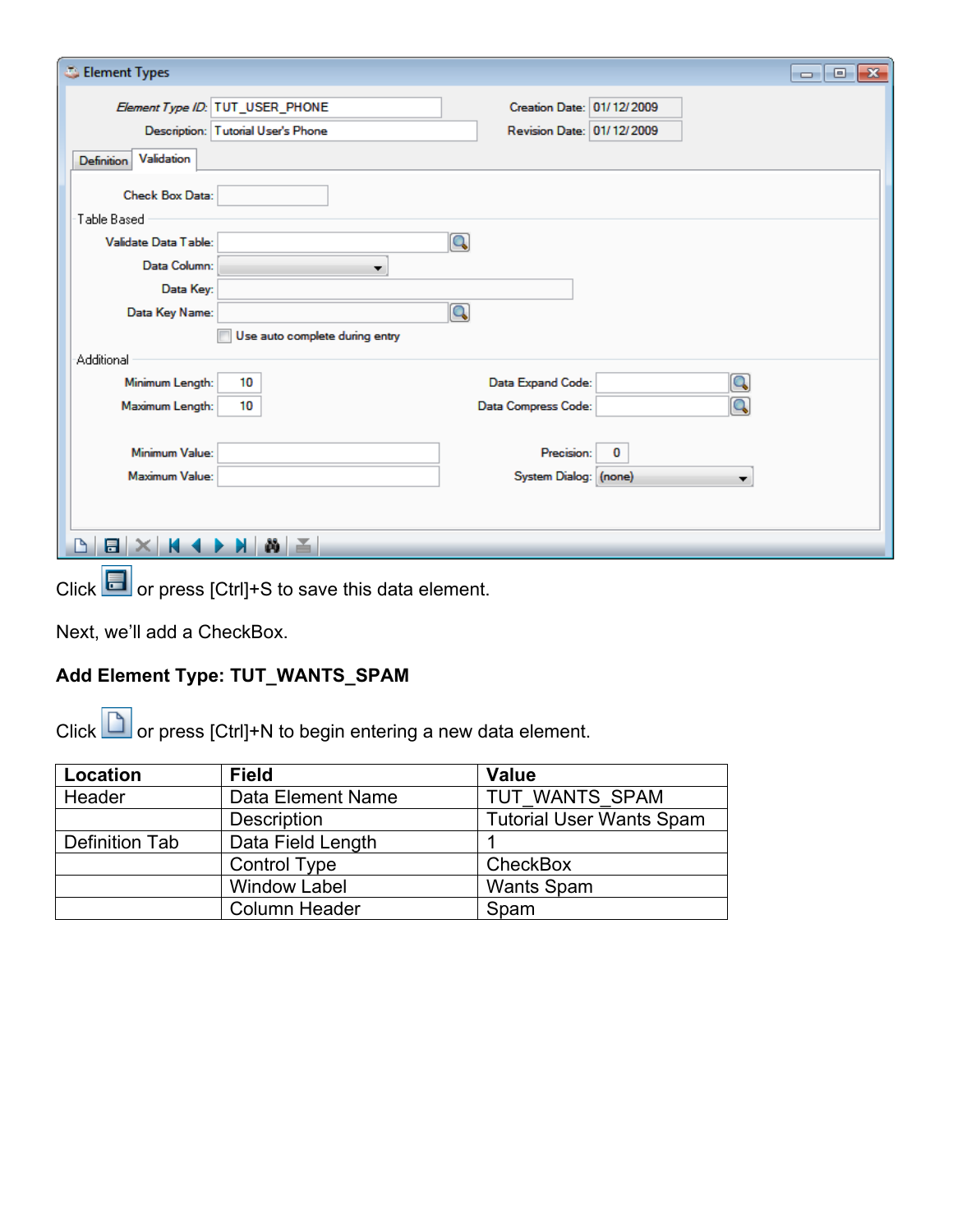Click  or press [Ctrl]+S to save this data element.

Next, we'll add a CheckBox.

**Add Element Type: TUT_WANTS_SPAM**

Click  or press [Ctrl]+N to begin entering a new data element.

| Location | Field | Value |
|---|---|---|
| Header | Data Element Name | TUT_WANTS_SPAM |
| | Description | Tutorial User Wants Spam |
| Definition Tab | Data Field Length | 1 |
| | Control Type | CheckBox |
| | Window Label | Wants Spam |
| | Column Header | Spam |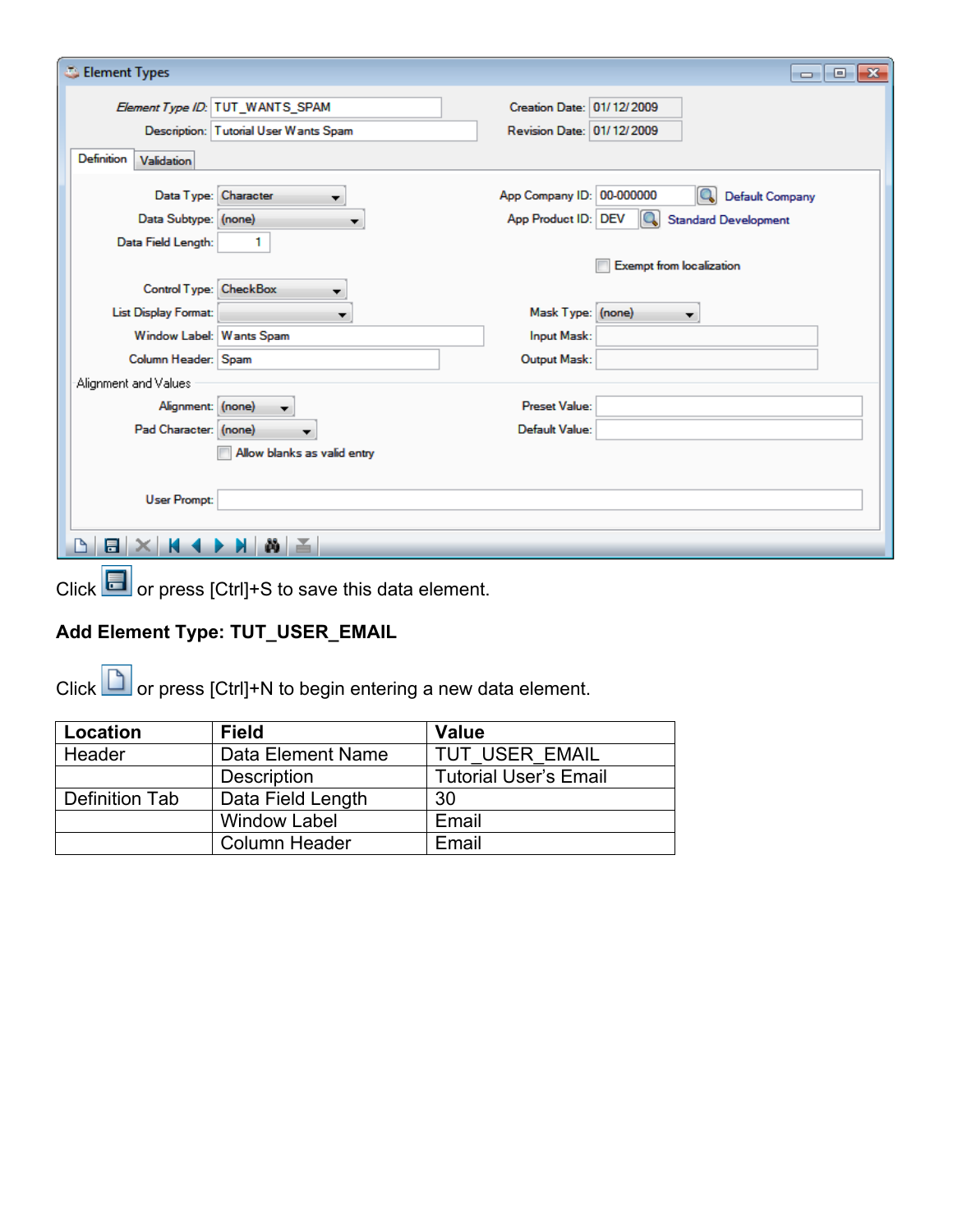Click or press [Ctrl]+S to save this data element.

**Add Element Type: TUT_USER_EMAIL**

Click or press [Ctrl]+N to begin entering a new data element.

| Location | Field | Value |
|---|---|---|
| Header | Data Element Name | TUT_USER_EMAIL |
| | Description | Tutorial User's Email |
| Definition Tab | Data Field Length | 30 |
| | Window Label | Email |
| | Column Header | Email |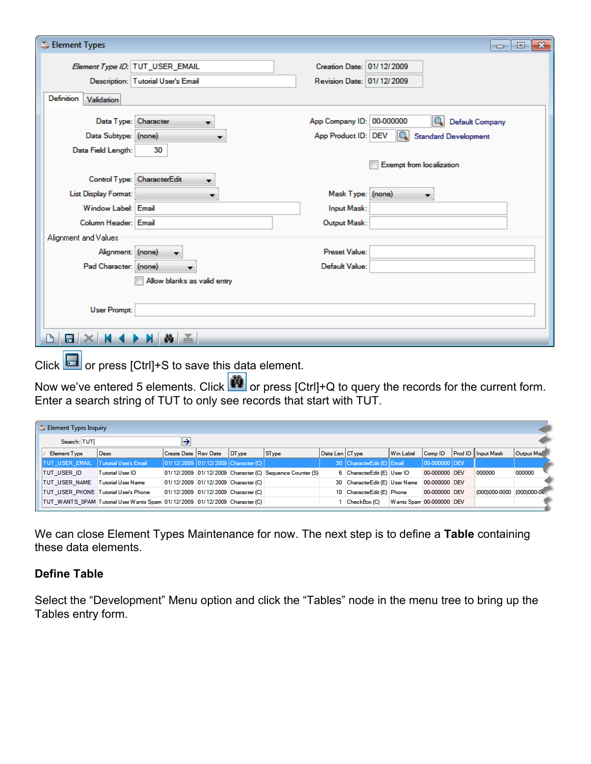Click or press [Ctrl]+S to save this data element.

Now we've entered 5 elements. Click or press [Ctrl]+Q to query the records for the current form. Enter a search string of TUT to only see records that start with TUT.

We can close Element Types Maintenance for now. The next step is to define a **Table** containing these data elements.

**Define Table**

Select the "Development" Menu option and click the "Tables" node in the menu tree to bring up the Tables entry form.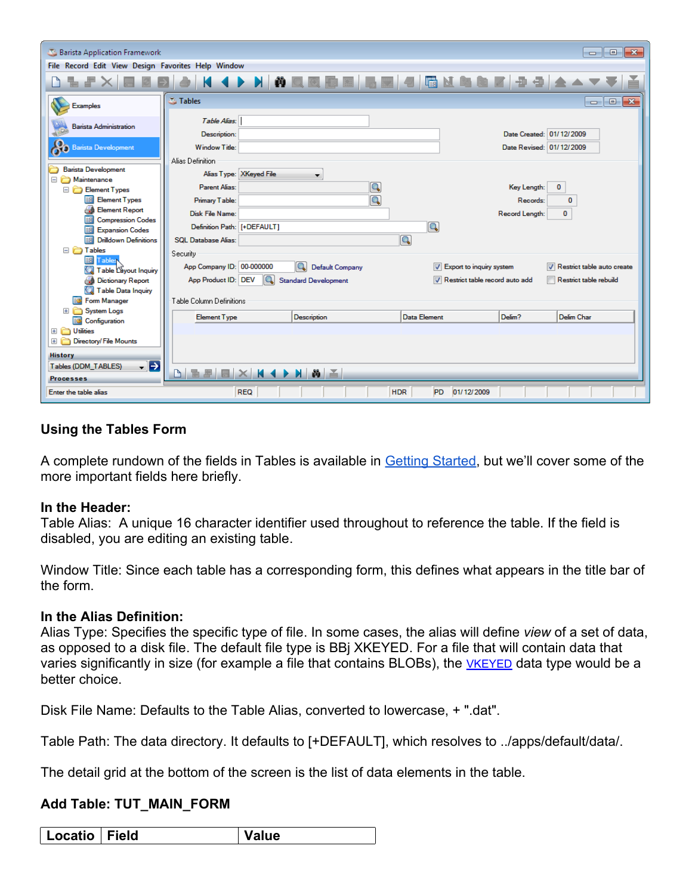**Using the Tables Form**

A complete rundown of the fields in Tables is available in Getting Started, but we'll cover some of the more important fields here briefly.

**In the Header:**
Table Alias: A unique 16 character identifier used throughout to reference the table. If the field is disabled, you are editing an existing table.

Window Title: Since each table has a corresponding form, this defines what appears in the title bar of the form.

**In the Alias Definition:**
Alias Type: Specifies the specific type of file. In some cases, the alias will define *view* of a set of data, as opposed to a disk file. The default file type is BBj XKEYED. For a file that will contain data that varies significantly in size (for example a file that contains BLOBs), the VKEYED data type would be a better choice.

Disk File Name: Defaults to the Table Alias, converted to lowercase, + ".dat".

Table Path: The data directory. It defaults to [+DEFAULT], which resolves to ../apps/default/data/.

The detail grid at the bottom of the screen is the list of data elements in the table.

**Add Table: TUT_MAIN_FORM**

| Locatio | Field | Value |
|---|---|---|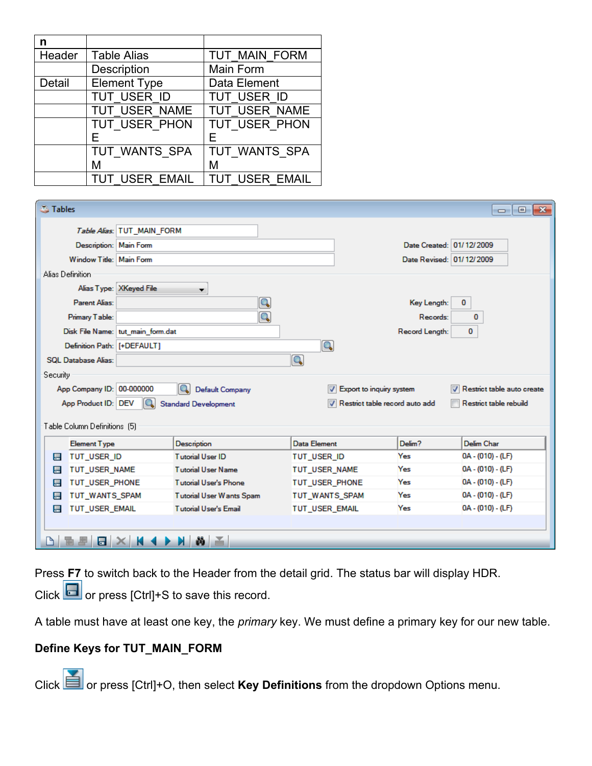| n | | |
|---|---|---|
| Header | Table Alias | TUT_MAIN_FORM |
| | Description | Main Form |
| Detail | Element Type | Data Element |
| | TUT_USER_ID | TUT_USER_ID |
| | TUT_USER_NAME | TUT_USER_NAME |
| | TUT_USER_PHONE | TUT_USER_PHONE |
| | TUT_WANTS_SPAM | TUT_WANTS_SPAM |
| | TUT_USER_EMAIL | TUT_USER_EMAIL |

Press **F7** to switch back to the Header from the detail grid. The status bar will display HDR.

Click or press [Ctrl]+S to save this record.

A table must have at least one key, the *primary* key. We must define a primary key for our new table.

**Define Keys for TUT_MAIN_FORM**

Click or press [Ctrl]+O, then select **Key Definitions** from the dropdown Options menu.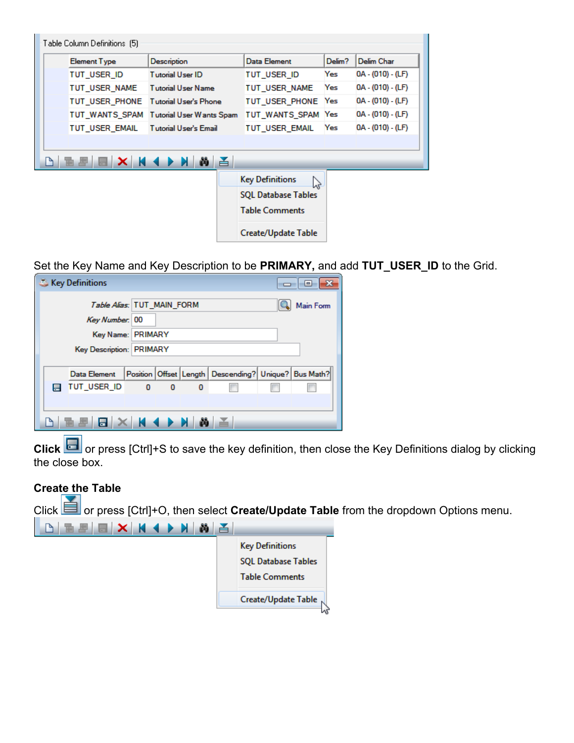Table Column Definitions (5)

| Element Type | Description | Data Element | Delim? | Delim Char |
| --- | --- | --- | --- | --- |
| TUT_USER_ID | Tutorial User ID | TUT_USER_ID | Yes | 0A - (010) - (LF) |
| TUT_USER_NAME | Tutorial User Name | TUT_USER_NAME | Yes | 0A - (010) - (LF) |
| TUT_USER_PHONE | Tutorial User's Phone | TUT_USER_PHONE | Yes | 0A - (010) - (LF) |
| TUT_WANTS_SPAM | Tutorial User Wants Spam | TUT_WANTS_SPAM | Yes | 0A - (010) - (LF) |
| TUT_USER_EMAIL | Tutorial User's Email | TUT_USER_EMAIL | Yes | 0A - (010) - (LF) |

Key Definitions
SQL Database Tables
Table Comments
Create/Update Table

Set the Key Name and Key Description to be **PRIMARY,** and add **TUT_USER_ID** to the Grid.

Key Definitions

*Table Alias:* TUT_MAIN_FORM   Main Form
*Key Number:* 00
Key Name: PRIMARY
Key Description: PRIMARY

| Data Element | Position | Offset | Length | Descending? | Unique? | Bus Math? |
| --- | --- | --- | --- | --- | --- | --- |
| TUT_USER_ID | 0 | 0 | 0 | ☐ | ☐ | ☐ |

**Click** or press [Ctrl]+S to save the key definition, then close the Key Definitions dialog by clicking the close box.

**Create the Table**

Click or press [Ctrl]+O, then select **Create/Update Table** from the dropdown Options menu.

Key Definitions
SQL Database Tables
Table Comments
Create/Update Table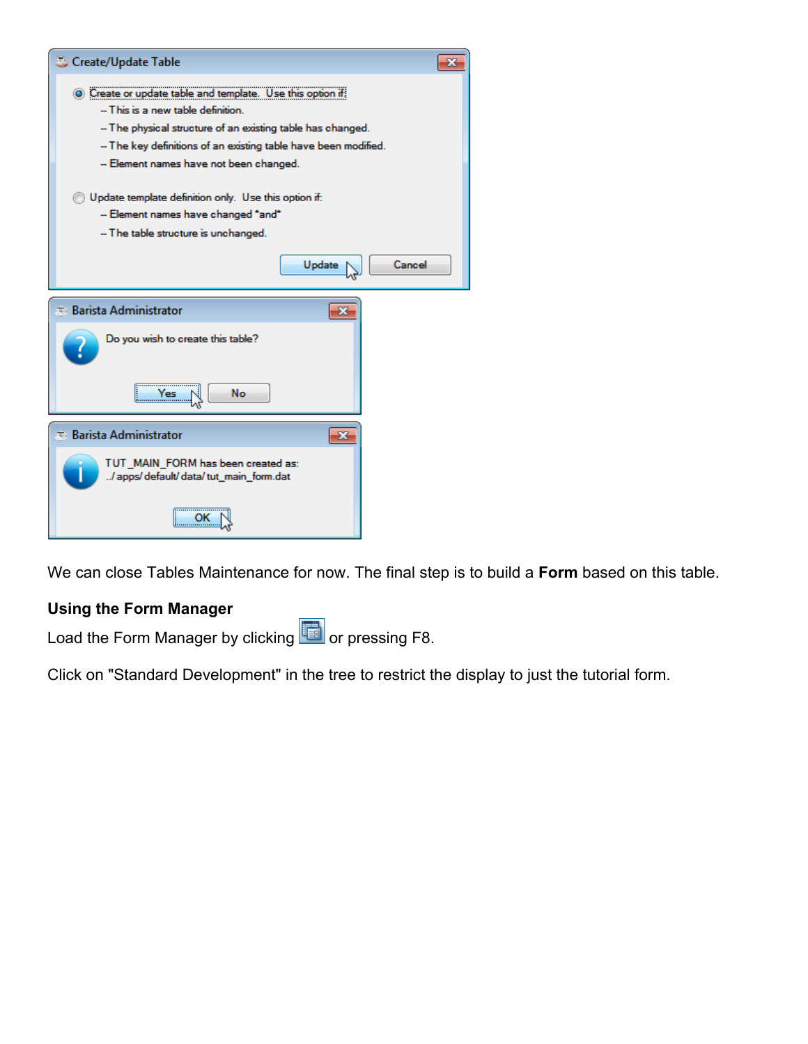We can close Tables Maintenance for now. The final step is to build a **Form** based on this table.

### Using the Form Manager

Load the Form Manager by clicking or pressing F8.

Click on "Standard Development" in the tree to restrict the display to just the tutorial form.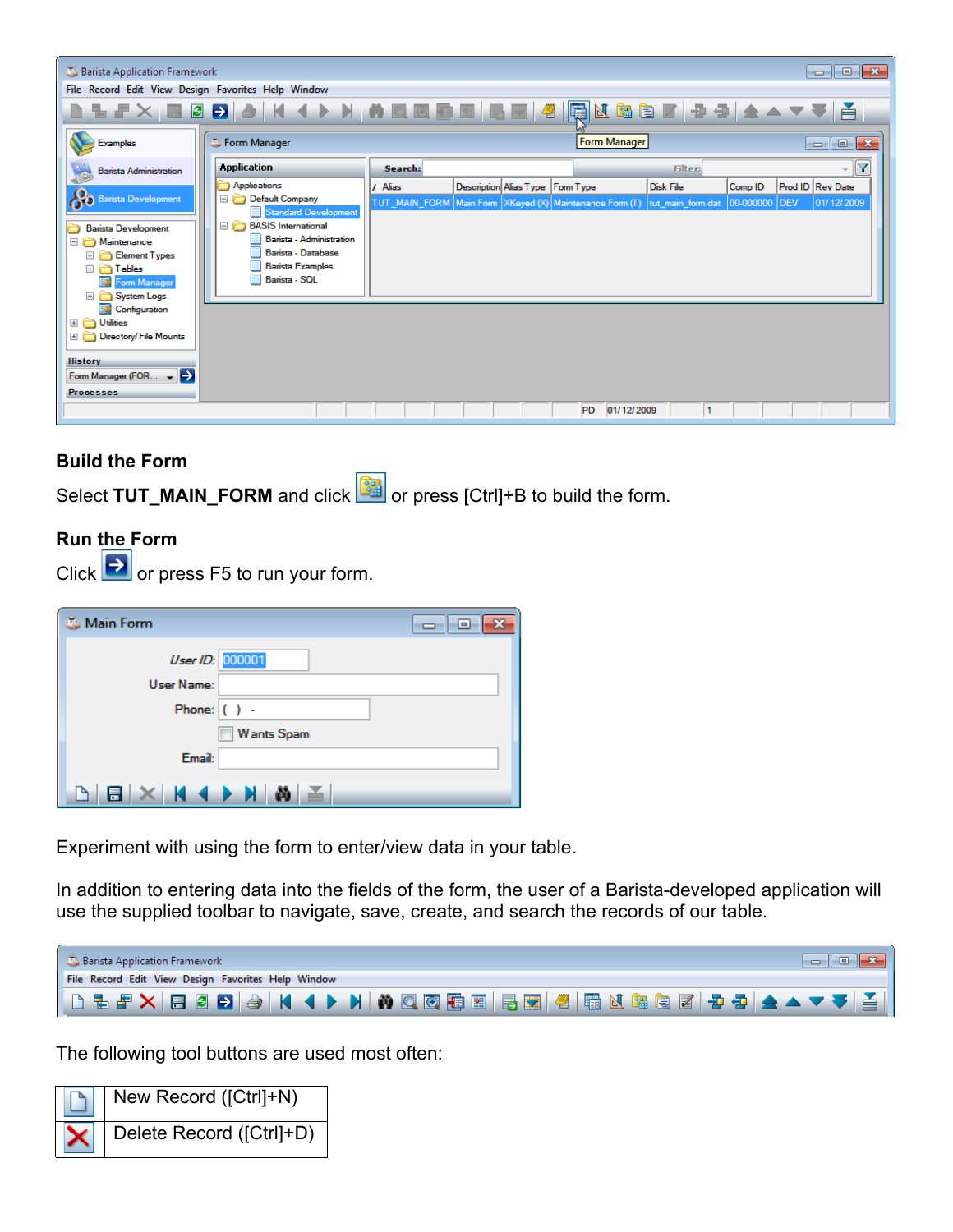## Build the Form

Select **TUT_MAIN_FORM** and click or press [Ctrl]+B to build the form.

## Run the Form

Click or press F5 to run your form.

Experiment with using the form to enter/view data in your table.

In addition to entering data into the fields of the form, the user of a Barista-developed application will use the supplied toolbar to navigate, save, create, and search the records of our table.

The following tool buttons are used most often:

| | |
|---|---|
| | New Record ([Ctrl]+N) |
| | Delete Record ([Ctrl]+D) |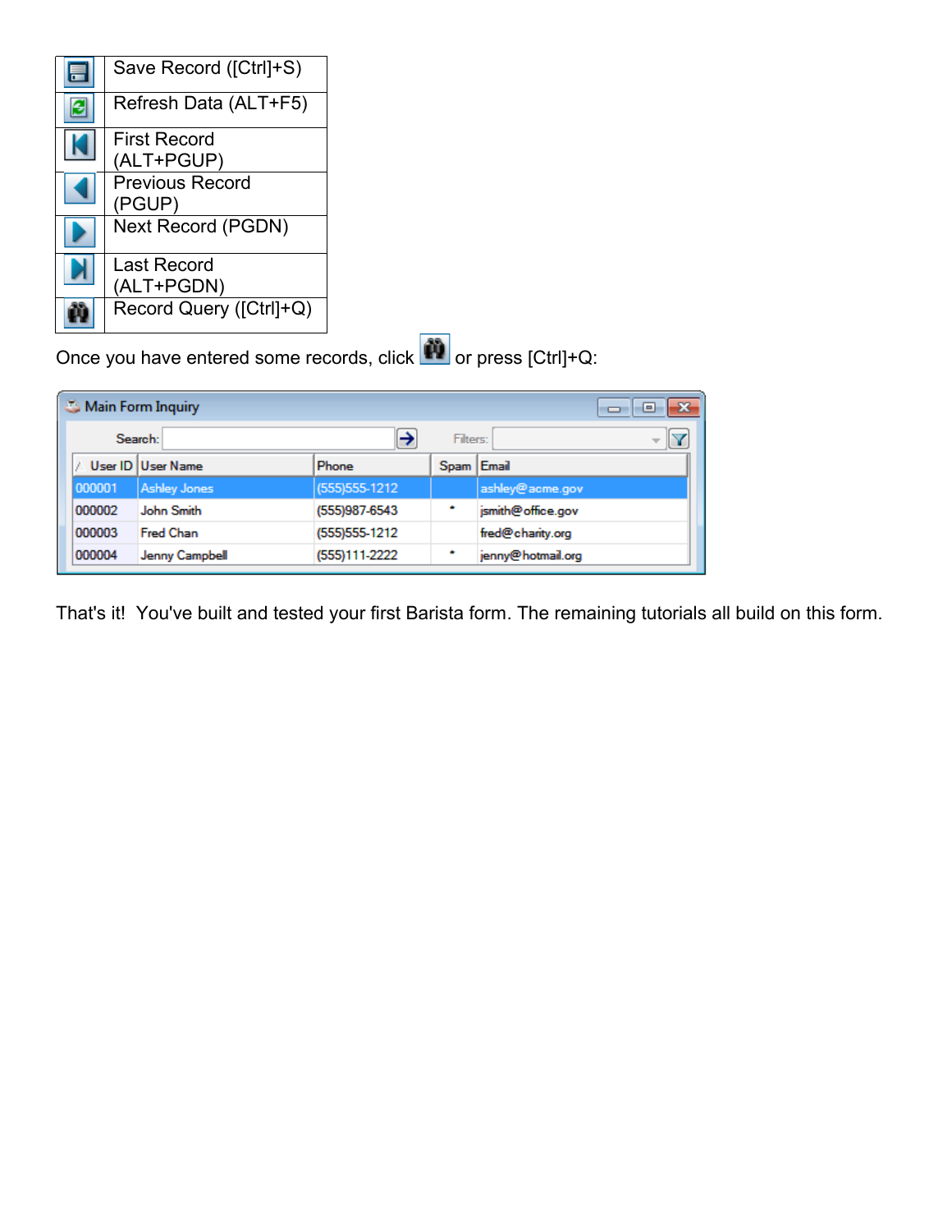| | |
|---|---|
| | Save Record ([Ctrl]+S) |
| | Refresh Data (ALT+F5) |
| | First Record (ALT+PGUP) |
| | Previous Record (PGUP) |
| | Next Record (PGDN) |
| | Last Record (ALT+PGDN) |
| | Record Query ([Ctrl]+Q) |

Once you have entered some records, click or press [Ctrl]+Q:

Main Form Inquiry

Search:

Filters:

| User ID | User Name | Phone | Spam | Email |
|---|---|---|---|---|
| 000001 | Ashley Jones | (555)555-1212 | | ashley@acme.gov |
| 000002 | John Smith | (555)987-6543 | • | jsmith@office.gov |
| 000003 | Fred Chan | (555)555-1212 | | fred@charity.org |
| 000004 | Jenny Campbell | (555)111-2222 | • | jenny@hotmail.org |

That's it! You've built and tested your first Barista form. The remaining tutorials all build on this form.